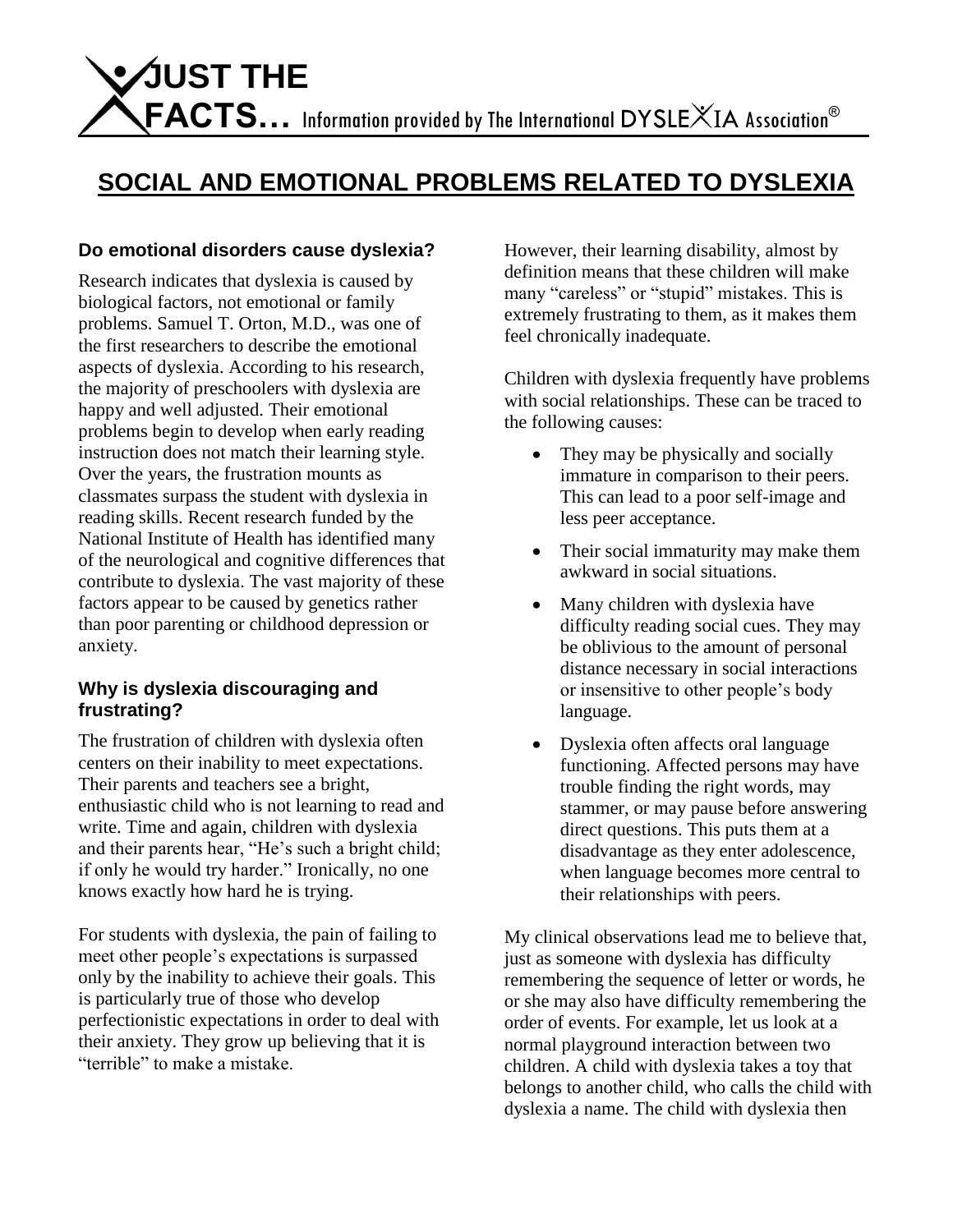**JUST THE FACTS…** Information provided by The International DYSLEXIA Association®

# SOCIAL AND EMOTIONAL PROBLEMS RELATED TO DYSLEXIA

### Do emotional disorders cause dyslexia?

Research indicates that dyslexia is caused by biological factors, not emotional or family problems. Samuel T. Orton, M.D., was one of the first researchers to describe the emotional aspects of dyslexia. According to his research, the majority of preschoolers with dyslexia are happy and well adjusted. Their emotional problems begin to develop when early reading instruction does not match their learning style. Over the years, the frustration mounts as classmates surpass the student with dyslexia in reading skills. Recent research funded by the National Institute of Health has identified many of the neurological and cognitive differences that contribute to dyslexia. The vast majority of these factors appear to be caused by genetics rather than poor parenting or childhood depression or anxiety.

### Why is dyslexia discouraging and frustrating?

The frustration of children with dyslexia often centers on their inability to meet expectations. Their parents and teachers see a bright, enthusiastic child who is not learning to read and write. Time and again, children with dyslexia and their parents hear, "He's such a bright child; if only he would try harder." Ironically, no one knows exactly how hard he is trying.

For students with dyslexia, the pain of failing to meet other people's expectations is surpassed only by the inability to achieve their goals. This is particularly true of those who develop perfectionistic expectations in order to deal with their anxiety. They grow up believing that it is "terrible" to make a mistake.

However, their learning disability, almost by definition means that these children will make many "careless" or "stupid" mistakes. This is extremely frustrating to them, as it makes them feel chronically inadequate.

Children with dyslexia frequently have problems with social relationships. These can be traced to the following causes:

- They may be physically and socially immature in comparison to their peers. This can lead to a poor self-image and less peer acceptance.
- Their social immaturity may make them awkward in social situations.
- Many children with dyslexia have difficulty reading social cues. They may be oblivious to the amount of personal distance necessary in social interactions or insensitive to other people's body language.
- Dyslexia often affects oral language functioning. Affected persons may have trouble finding the right words, may stammer, or may pause before answering direct questions. This puts them at a disadvantage as they enter adolescence, when language becomes more central to their relationships with peers.

My clinical observations lead me to believe that, just as someone with dyslexia has difficulty remembering the sequence of letter or words, he or she may also have difficulty remembering the order of events. For example, let us look at a normal playground interaction between two children. A child with dyslexia takes a toy that belongs to another child, who calls the child with dyslexia a name. The child with dyslexia then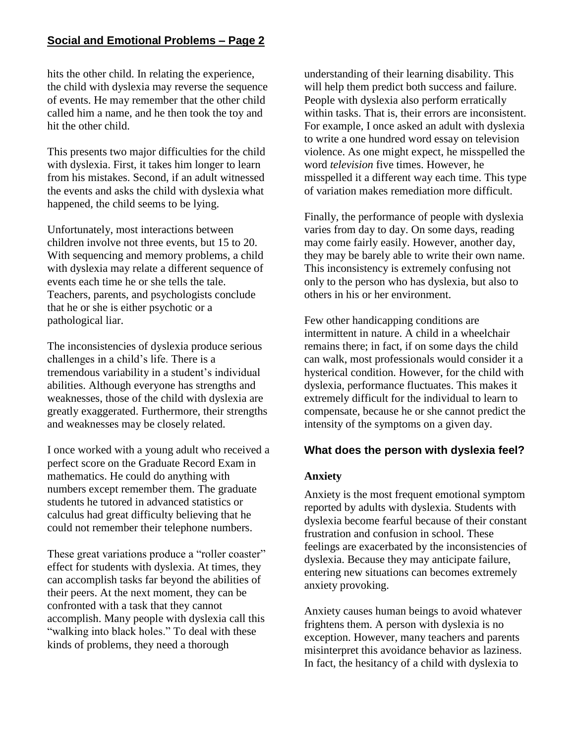hits the other child. In relating the experience, the child with dyslexia may reverse the sequence of events. He may remember that the other child called him a name, and he then took the toy and hit the other child.

This presents two major difficulties for the child with dyslexia. First, it takes him longer to learn from his mistakes. Second, if an adult witnessed the events and asks the child with dyslexia what happened, the child seems to be lying.

Unfortunately, most interactions between children involve not three events, but 15 to 20. With sequencing and memory problems, a child with dyslexia may relate a different sequence of events each time he or she tells the tale. Teachers, parents, and psychologists conclude that he or she is either psychotic or a pathological liar.

The inconsistencies of dyslexia produce serious challenges in a child's life. There is a tremendous variability in a student's individual abilities. Although everyone has strengths and weaknesses, those of the child with dyslexia are greatly exaggerated. Furthermore, their strengths and weaknesses may be closely related.

I once worked with a young adult who received a perfect score on the Graduate Record Exam in mathematics. He could do anything with numbers except remember them. The graduate students he tutored in advanced statistics or calculus had great difficulty believing that he could not remember their telephone numbers.

These great variations produce a "roller coaster" effect for students with dyslexia. At times, they can accomplish tasks far beyond the abilities of their peers. At the next moment, they can be confronted with a task that they cannot accomplish. Many people with dyslexia call this "walking into black holes." To deal with these kinds of problems, they need a thorough understanding of their learning disability. This will help them predict both success and failure. People with dyslexia also perform erratically within tasks. That is, their errors are inconsistent. For example, I once asked an adult with dyslexia to write a one hundred word essay on television violence. As one might expect, he misspelled the word *television* five times. However, he misspelled it a different way each time. This type of variation makes remediation more difficult.

Finally, the performance of people with dyslexia varies from day to day. On some days, reading may come fairly easily. However, another day, they may be barely able to write their own name. This inconsistency is extremely confusing not only to the person who has dyslexia, but also to others in his or her environment.

Few other handicapping conditions are intermittent in nature. A child in a wheelchair remains there; in fact, if on some days the child can walk, most professionals would consider it a hysterical condition. However, for the child with dyslexia, performance fluctuates. This makes it extremely difficult for the individual to learn to compensate, because he or she cannot predict the intensity of the symptoms on a given day.

## What does the person with dyslexia feel?

### Anxiety

Anxiety is the most frequent emotional symptom reported by adults with dyslexia. Students with dyslexia become fearful because of their constant frustration and confusion in school. These feelings are exacerbated by the inconsistencies of dyslexia. Because they may anticipate failure, entering new situations can becomes extremely anxiety provoking.

Anxiety causes human beings to avoid whatever frightens them. A person with dyslexia is no exception. However, many teachers and parents misinterpret this avoidance behavior as laziness. In fact, the hesitancy of a child with dyslexia to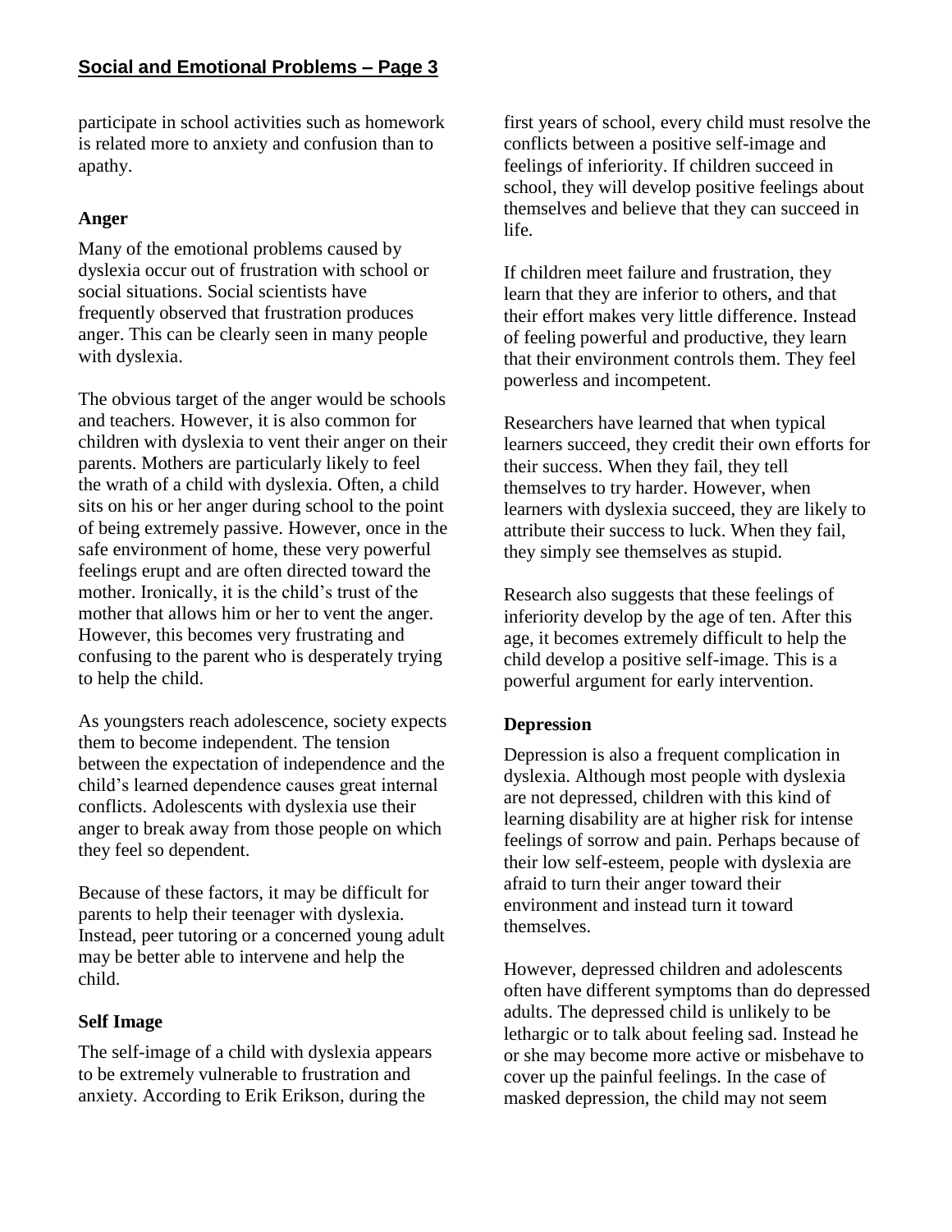participate in school activities such as homework is related more to anxiety and confusion than to apathy.

### Anger

Many of the emotional problems caused by dyslexia occur out of frustration with school or social situations. Social scientists have frequently observed that frustration produces anger. This can be clearly seen in many people with dyslexia.

The obvious target of the anger would be schools and teachers. However, it is also common for children with dyslexia to vent their anger on their parents. Mothers are particularly likely to feel the wrath of a child with dyslexia. Often, a child sits on his or her anger during school to the point of being extremely passive. However, once in the safe environment of home, these very powerful feelings erupt and are often directed toward the mother. Ironically, it is the child's trust of the mother that allows him or her to vent the anger. However, this becomes very frustrating and confusing to the parent who is desperately trying to help the child.

As youngsters reach adolescence, society expects them to become independent. The tension between the expectation of independence and the child's learned dependence causes great internal conflicts. Adolescents with dyslexia use their anger to break away from those people on which they feel so dependent.

Because of these factors, it may be difficult for parents to help their teenager with dyslexia. Instead, peer tutoring or a concerned young adult may be better able to intervene and help the child.

### Self Image

The self-image of a child with dyslexia appears to be extremely vulnerable to frustration and anxiety. According to Erik Erikson, during the first years of school, every child must resolve the conflicts between a positive self-image and feelings of inferiority. If children succeed in school, they will develop positive feelings about themselves and believe that they can succeed in life.

If children meet failure and frustration, they learn that they are inferior to others, and that their effort makes very little difference. Instead of feeling powerful and productive, they learn that their environment controls them. They feel powerless and incompetent.

Researchers have learned that when typical learners succeed, they credit their own efforts for their success. When they fail, they tell themselves to try harder. However, when learners with dyslexia succeed, they are likely to attribute their success to luck. When they fail, they simply see themselves as stupid.

Research also suggests that these feelings of inferiority develop by the age of ten. After this age, it becomes extremely difficult to help the child develop a positive self-image. This is a powerful argument for early intervention.

### Depression

Depression is also a frequent complication in dyslexia. Although most people with dyslexia are not depressed, children with this kind of learning disability are at higher risk for intense feelings of sorrow and pain. Perhaps because of their low self-esteem, people with dyslexia are afraid to turn their anger toward their environment and instead turn it toward themselves.

However, depressed children and adolescents often have different symptoms than do depressed adults. The depressed child is unlikely to be lethargic or to talk about feeling sad. Instead he or she may become more active or misbehave to cover up the painful feelings. In the case of masked depression, the child may not seem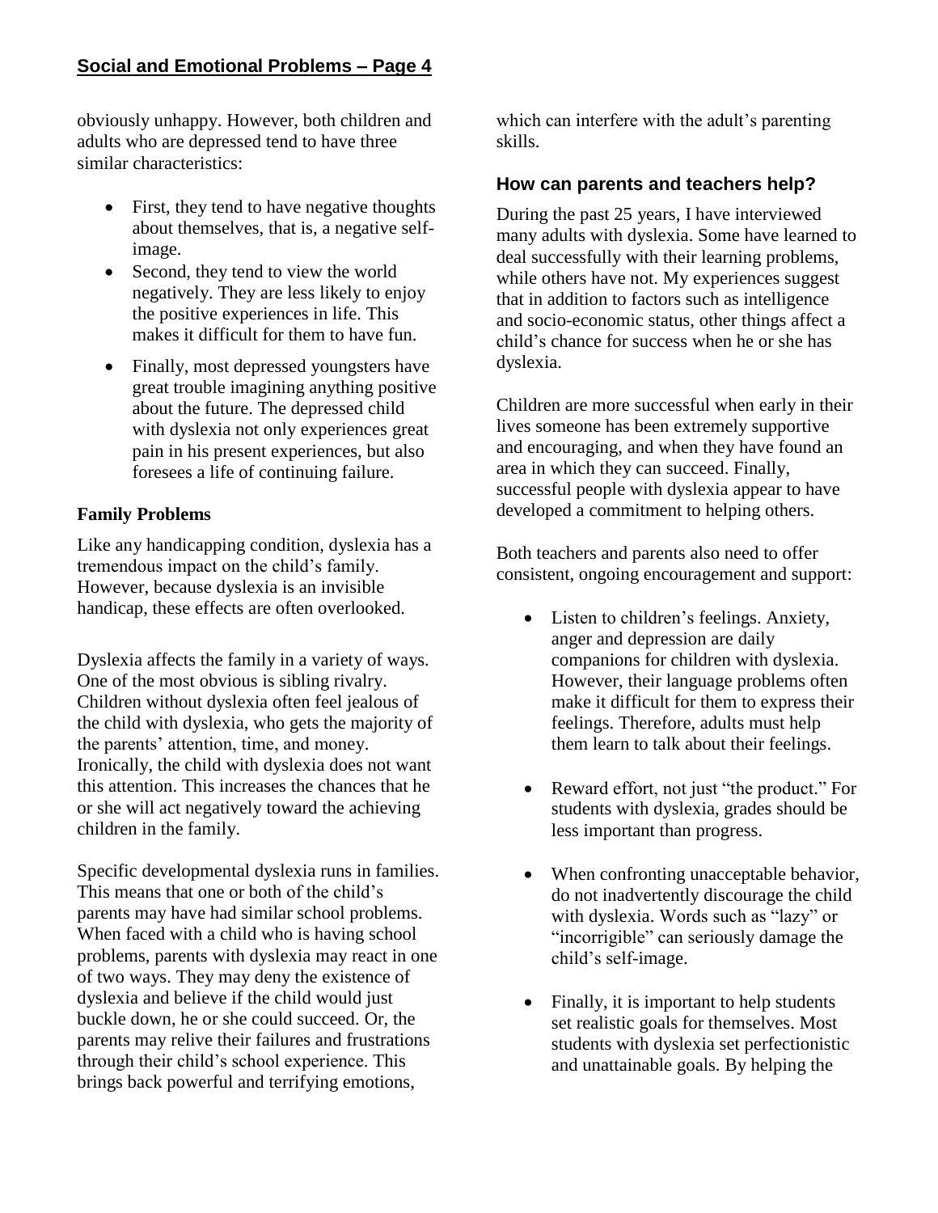obviously unhappy. However, both children and adults who are depressed tend to have three similar characteristics:

- First, they tend to have negative thoughts about themselves, that is, a negative self-image.
- Second, they tend to view the world negatively. They are less likely to enjoy the positive experiences in life. This makes it difficult for them to have fun.
- Finally, most depressed youngsters have great trouble imagining anything positive about the future. The depressed child with dyslexia not only experiences great pain in his present experiences, but also foresees a life of continuing failure.

**Family Problems**

Like any handicapping condition, dyslexia has a tremendous impact on the child's family. However, because dyslexia is an invisible handicap, these effects are often overlooked.

Dyslexia affects the family in a variety of ways. One of the most obvious is sibling rivalry. Children without dyslexia often feel jealous of the child with dyslexia, who gets the majority of the parents' attention, time, and money. Ironically, the child with dyslexia does not want this attention. This increases the chances that he or she will act negatively toward the achieving children in the family.

Specific developmental dyslexia runs in families. This means that one or both of the child's parents may have had similar school problems. When faced with a child who is having school problems, parents with dyslexia may react in one of two ways. They may deny the existence of dyslexia and believe if the child would just buckle down, he or she could succeed. Or, the parents may relive their failures and frustrations through their child's school experience. This brings back powerful and terrifying emotions, which can interfere with the adult's parenting skills.

## How can parents and teachers help?

During the past 25 years, I have interviewed many adults with dyslexia. Some have learned to deal successfully with their learning problems, while others have not. My experiences suggest that in addition to factors such as intelligence and socio-economic status, other things affect a child's chance for success when he or she has dyslexia.

Children are more successful when early in their lives someone has been extremely supportive and encouraging, and when they have found an area in which they can succeed. Finally, successful people with dyslexia appear to have developed a commitment to helping others.

Both teachers and parents also need to offer consistent, ongoing encouragement and support:

- Listen to children's feelings. Anxiety, anger and depression are daily companions for children with dyslexia. However, their language problems often make it difficult for them to express their feelings. Therefore, adults must help them learn to talk about their feelings.
- Reward effort, not just "the product." For students with dyslexia, grades should be less important than progress.
- When confronting unacceptable behavior, do not inadvertently discourage the child with dyslexia. Words such as "lazy" or "incorrigible" can seriously damage the child's self-image.
- Finally, it is important to help students set realistic goals for themselves. Most students with dyslexia set perfectionistic and unattainable goals. By helping the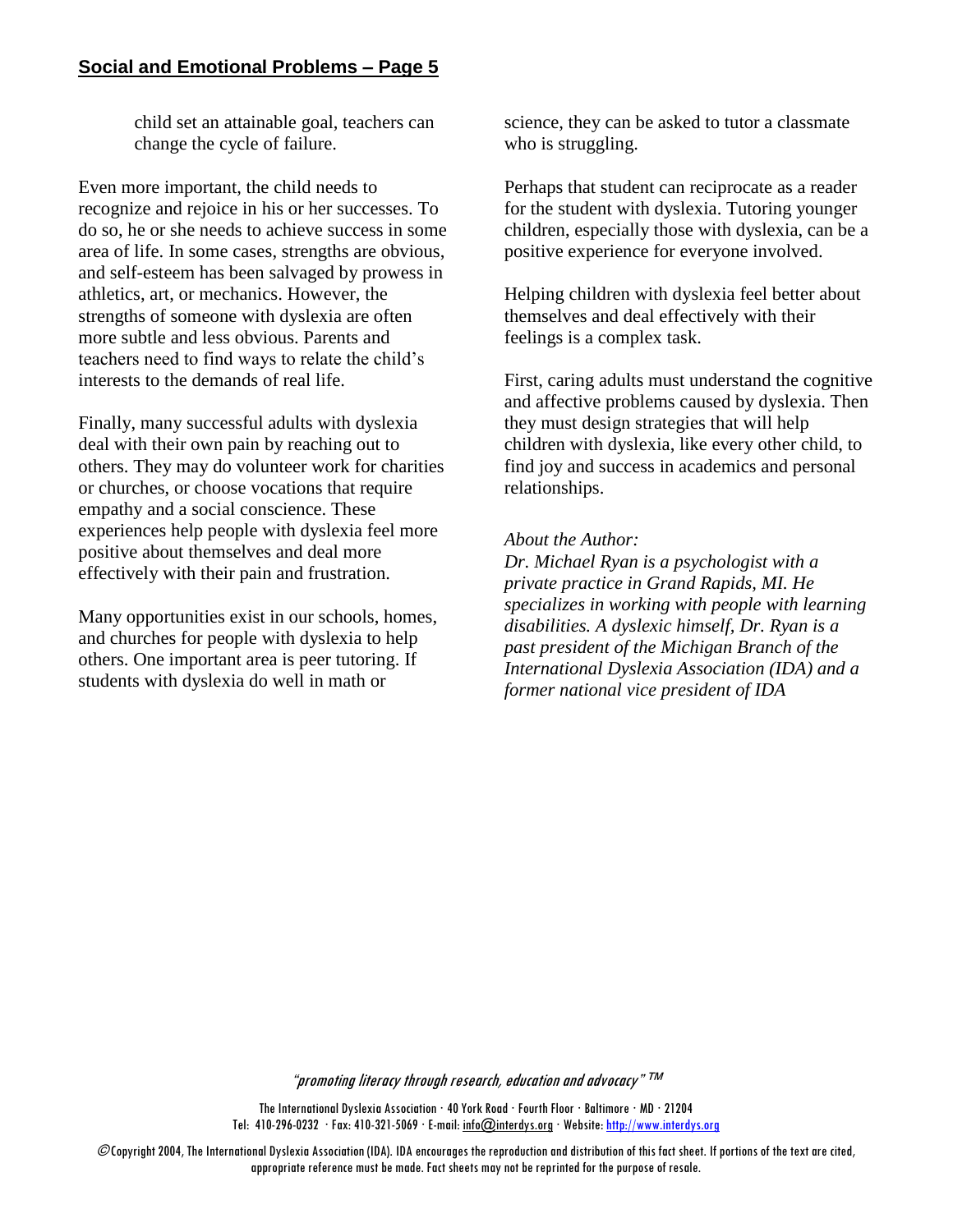child set an attainable goal, teachers can change the cycle of failure.

Even more important, the child needs to recognize and rejoice in his or her successes. To do so, he or she needs to achieve success in some area of life. In some cases, strengths are obvious, and self-esteem has been salvaged by prowess in athletics, art, or mechanics. However, the strengths of someone with dyslexia are often more subtle and less obvious. Parents and teachers need to find ways to relate the child's interests to the demands of real life.

Finally, many successful adults with dyslexia deal with their own pain by reaching out to others. They may do volunteer work for charities or churches, or choose vocations that require empathy and a social conscience. These experiences help people with dyslexia feel more positive about themselves and deal more effectively with their pain and frustration.

Many opportunities exist in our schools, homes, and churches for people with dyslexia to help others. One important area is peer tutoring. If students with dyslexia do well in math or science, they can be asked to tutor a classmate who is struggling.

Perhaps that student can reciprocate as a reader for the student with dyslexia. Tutoring younger children, especially those with dyslexia, can be a positive experience for everyone involved.

Helping children with dyslexia feel better about themselves and deal effectively with their feelings is a complex task.

First, caring adults must understand the cognitive and affective problems caused by dyslexia. Then they must design strategies that will help children with dyslexia, like every other child, to find joy and success in academics and personal relationships.

*About the Author:*
*Dr. Michael Ryan is a psychologist with a private practice in Grand Rapids, MI. He specializes in working with people with learning disabilities. A dyslexic himself, Dr. Ryan is a past president of the Michigan Branch of the International Dyslexia Association (IDA) and a former national vice president of IDA*

*"promoting literacy through research, education and advocacy" ™*

The International Dyslexia Association · 40 York Road · Fourth Floor · Baltimore · MD · 21204
Tel: 410-296-0232 · Fax: 410-321-5069 · E-mail: info@interdys.org · Website: http://www.interdys.org

©Copyright 2004, The International Dyslexia Association (IDA). IDA encourages the reproduction and distribution of this fact sheet. If portions of the text are cited, appropriate reference must be made. Fact sheets may not be reprinted for the purpose of resale.